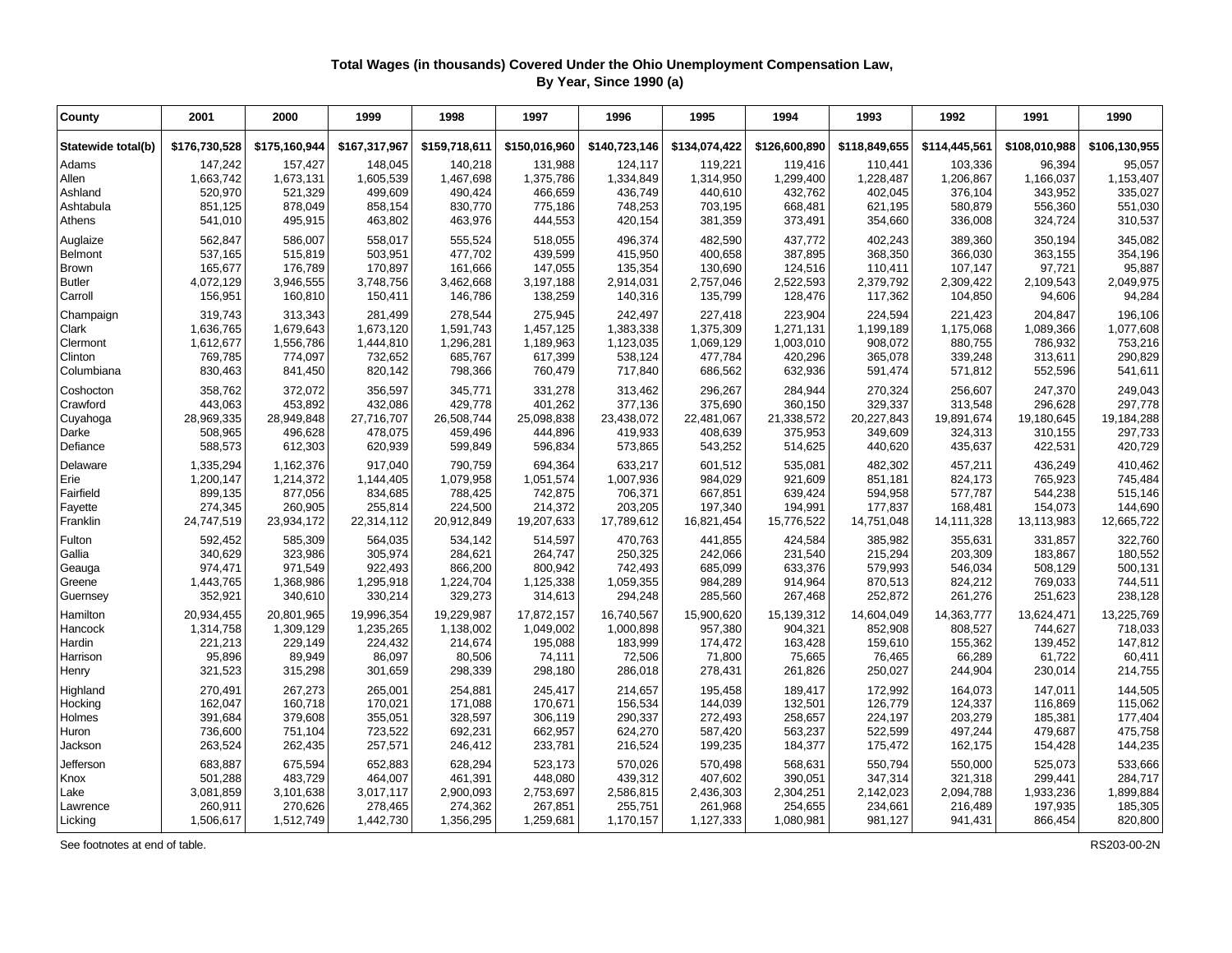# Total Wages (in thousands) Covered Under the Ohio Unemployment Compensation Law, By Year, Since 1990 (a)

| County | 2001 | 2000 | 1999 | 1998 | 1997 | 1996 | 1995 | 1994 | 1993 | 1992 | 1991 | 1990 |
|---|---|---|---|---|---|---|---|---|---|---|---|---|
| **Statewide total(b)** | **$176,730,528** | **$175,160,944** | **$167,317,967** | **$159,718,611** | **$150,016,960** | **$140,723,146** | **$134,074,422** | **$126,600,890** | **$118,849,655** | **$114,445,561** | **$108,010,988** | **$106,130,955** |
| Adams | 147,242 | 157,427 | 148,045 | 140,218 | 131,988 | 124,117 | 119,221 | 119,416 | 110,441 | 103,336 | 96,394 | 95,057 |
| Allen | 1,663,742 | 1,673,131 | 1,605,539 | 1,467,698 | 1,375,786 | 1,334,849 | 1,314,950 | 1,299,400 | 1,228,487 | 1,206,867 | 1,166,037 | 1,153,407 |
| Ashland | 520,970 | 521,329 | 499,609 | 490,424 | 466,659 | 436,749 | 440,610 | 432,762 | 402,045 | 376,104 | 343,952 | 335,027 |
| Ashtabula | 851,125 | 878,049 | 858,154 | 830,770 | 775,186 | 748,253 | 703,195 | 668,481 | 621,195 | 580,879 | 556,360 | 551,030 |
| Athens | 541,010 | 495,915 | 463,802 | 463,976 | 444,553 | 420,154 | 381,359 | 373,491 | 354,660 | 336,008 | 324,724 | 310,537 |
| Auglaize | 562,847 | 586,007 | 558,017 | 555,524 | 518,055 | 496,374 | 482,590 | 437,772 | 402,243 | 389,360 | 350,194 | 345,082 |
| Belmont | 537,165 | 515,819 | 503,951 | 477,702 | 439,599 | 415,950 | 400,658 | 387,895 | 368,350 | 366,030 | 363,155 | 354,196 |
| Brown | 165,677 | 176,789 | 170,897 | 161,666 | 147,055 | 135,354 | 130,690 | 124,516 | 110,411 | 107,147 | 97,721 | 95,887 |
| Butler | 4,072,129 | 3,946,555 | 3,748,756 | 3,462,668 | 3,197,188 | 2,914,031 | 2,757,046 | 2,522,593 | 2,379,792 | 2,309,422 | 2,109,543 | 2,049,975 |
| Carroll | 156,951 | 160,810 | 150,411 | 146,786 | 138,259 | 140,316 | 135,799 | 128,476 | 117,362 | 104,850 | 94,606 | 94,284 |
| Champaign | 319,743 | 313,343 | 281,499 | 278,544 | 275,945 | 242,497 | 227,418 | 223,904 | 224,594 | 221,423 | 204,847 | 196,106 |
| Clark | 1,636,765 | 1,679,643 | 1,673,120 | 1,591,743 | 1,457,125 | 1,383,338 | 1,375,309 | 1,271,131 | 1,199,189 | 1,175,068 | 1,089,366 | 1,077,608 |
| Clermont | 1,612,677 | 1,556,786 | 1,444,810 | 1,296,281 | 1,189,963 | 1,123,035 | 1,069,129 | 1,003,010 | 908,072 | 880,755 | 786,932 | 753,216 |
| Clinton | 769,785 | 774,097 | 732,652 | 685,767 | 617,399 | 538,124 | 477,784 | 420,296 | 365,078 | 339,248 | 313,611 | 290,829 |
| Columbiana | 830,463 | 841,450 | 820,142 | 798,366 | 760,479 | 717,840 | 686,562 | 632,936 | 591,474 | 571,812 | 552,596 | 541,611 |
| Coshocton | 358,762 | 372,072 | 356,597 | 345,771 | 331,278 | 313,462 | 296,267 | 284,944 | 270,324 | 256,607 | 247,370 | 249,043 |
| Crawford | 443,063 | 453,892 | 432,086 | 429,778 | 401,262 | 377,136 | 375,690 | 360,150 | 329,337 | 313,548 | 296,628 | 297,778 |
| Cuyahoga | 28,969,335 | 28,949,848 | 27,716,707 | 26,508,744 | 25,098,838 | 23,438,072 | 22,481,067 | 21,338,572 | 20,227,843 | 19,891,674 | 19,180,645 | 19,184,288 |
| Darke | 508,965 | 496,628 | 478,075 | 459,496 | 444,896 | 419,933 | 408,639 | 375,953 | 349,609 | 324,313 | 310,155 | 297,733 |
| Defiance | 588,573 | 612,303 | 620,939 | 599,849 | 596,834 | 573,865 | 543,252 | 514,625 | 440,620 | 435,637 | 422,531 | 420,729 |
| Delaware | 1,335,294 | 1,162,376 | 917,040 | 790,759 | 694,364 | 633,217 | 601,512 | 535,081 | 482,302 | 457,211 | 436,249 | 410,462 |
| Erie | 1,200,147 | 1,214,372 | 1,144,405 | 1,079,958 | 1,051,574 | 1,007,936 | 984,029 | 921,609 | 851,181 | 824,173 | 765,923 | 745,484 |
| Fairfield | 899,135 | 877,056 | 834,685 | 788,425 | 742,875 | 706,371 | 667,851 | 639,424 | 594,958 | 577,787 | 544,238 | 515,146 |
| Fayette | 274,345 | 260,905 | 255,814 | 224,500 | 214,372 | 203,205 | 197,340 | 194,991 | 177,837 | 168,481 | 154,073 | 144,690 |
| Franklin | 24,747,519 | 23,934,172 | 22,314,112 | 20,912,849 | 19,207,633 | 17,789,612 | 16,821,454 | 15,776,522 | 14,751,048 | 14,111,328 | 13,113,983 | 12,665,722 |
| Fulton | 592,452 | 585,309 | 564,035 | 534,142 | 514,597 | 470,763 | 441,855 | 424,584 | 385,982 | 355,631 | 331,857 | 322,760 |
| Gallia | 340,629 | 323,986 | 305,974 | 284,621 | 264,747 | 250,325 | 242,066 | 231,540 | 215,294 | 203,309 | 183,867 | 180,552 |
| Geauga | 974,471 | 971,549 | 922,493 | 866,200 | 800,942 | 742,493 | 685,099 | 633,376 | 579,993 | 546,034 | 508,129 | 500,131 |
| Greene | 1,443,765 | 1,368,986 | 1,295,918 | 1,224,704 | 1,125,338 | 1,059,355 | 984,289 | 914,964 | 870,513 | 824,212 | 769,033 | 744,511 |
| Guernsey | 352,921 | 340,610 | 330,214 | 329,273 | 314,613 | 294,248 | 285,560 | 267,468 | 252,872 | 261,276 | 251,623 | 238,128 |
| Hamilton | 20,934,455 | 20,801,965 | 19,996,354 | 19,229,987 | 17,872,157 | 16,740,567 | 15,900,620 | 15,139,312 | 14,604,049 | 14,363,777 | 13,624,471 | 13,225,769 |
| Hancock | 1,314,758 | 1,309,129 | 1,235,265 | 1,138,002 | 1,049,002 | 1,000,898 | 957,380 | 904,321 | 852,908 | 808,527 | 744,627 | 718,033 |
| Hardin | 221,213 | 229,149 | 224,432 | 214,674 | 195,088 | 183,999 | 174,472 | 163,428 | 159,610 | 155,362 | 139,452 | 147,812 |
| Harrison | 95,896 | 89,949 | 86,097 | 80,506 | 74,111 | 72,506 | 71,800 | 75,665 | 76,465 | 66,289 | 61,722 | 60,411 |
| Henry | 321,523 | 315,298 | 301,659 | 298,339 | 298,180 | 286,018 | 278,431 | 261,826 | 250,027 | 244,904 | 230,014 | 214,755 |
| Highland | 270,491 | 267,273 | 265,001 | 254,881 | 245,417 | 214,657 | 195,458 | 189,417 | 172,992 | 164,073 | 147,011 | 144,505 |
| Hocking | 162,047 | 160,718 | 170,021 | 171,088 | 170,671 | 156,534 | 144,039 | 132,501 | 126,779 | 124,337 | 116,869 | 115,062 |
| Holmes | 391,684 | 379,608 | 355,051 | 328,597 | 306,119 | 290,337 | 272,493 | 258,657 | 224,197 | 203,279 | 185,381 | 177,404 |
| Huron | 736,600 | 751,104 | 723,522 | 692,231 | 662,957 | 624,270 | 587,420 | 563,237 | 522,599 | 497,244 | 479,687 | 475,758 |
| Jackson | 263,524 | 262,435 | 257,571 | 246,412 | 233,781 | 216,524 | 199,235 | 184,377 | 175,472 | 162,175 | 154,428 | 144,235 |
| Jefferson | 683,887 | 675,594 | 652,883 | 628,294 | 523,173 | 570,026 | 570,498 | 568,631 | 550,794 | 550,000 | 525,073 | 533,666 |
| Knox | 501,288 | 483,729 | 464,007 | 461,391 | 448,080 | 439,312 | 407,602 | 390,051 | 347,314 | 321,318 | 299,441 | 284,717 |
| Lake | 3,081,859 | 3,101,638 | 3,017,117 | 2,900,093 | 2,753,697 | 2,586,815 | 2,436,303 | 2,304,251 | 2,142,023 | 2,094,788 | 1,933,236 | 1,899,884 |
| Lawrence | 260,911 | 270,626 | 278,465 | 274,362 | 267,851 | 255,751 | 261,968 | 254,655 | 234,661 | 216,489 | 197,935 | 185,305 |
| Licking | 1,506,617 | 1,512,749 | 1,442,730 | 1,356,295 | 1,259,681 | 1,170,157 | 1,127,333 | 1,080,981 | 981,127 | 941,431 | 866,454 | 820,800 |

See footnotes at end of table.

RS203-00-2N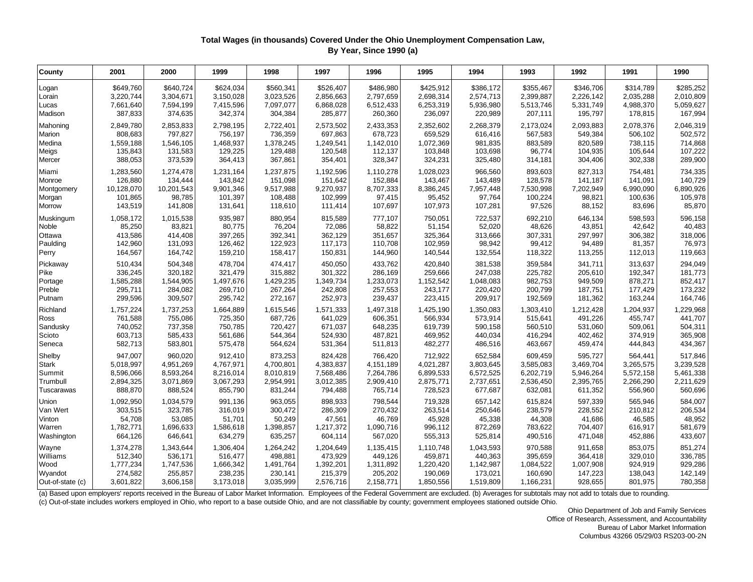**Total Wages (in thousands) Covered Under the Ohio Unemployment Compensation Law, By Year, Since 1990 (a)**

| County | 2001 | 2000 | 1999 | 1998 | 1997 | 1996 | 1995 | 1994 | 1993 | 1992 | 1991 | 1990 |
|---|---|---|---|---|---|---|---|---|---|---|---|---|
| Logan | $649,760 | $640,724 | $624,034 | $560,341 | $526,407 | $486,980 | $425,912 | $386,172 | $355,467 | $346,706 | $314,789 | $285,252 |
| Lorain | 3,220,744 | 3,304,671 | 3,150,028 | 3,023,526 | 2,856,663 | 2,797,659 | 2,698,314 | 2,574,713 | 2,399,887 | 2,226,142 | 2,035,288 | 2,010,809 |
| Lucas | 7,661,640 | 7,594,199 | 7,415,596 | 7,097,077 | 6,868,028 | 6,512,433 | 6,253,319 | 5,936,980 | 5,513,746 | 5,331,749 | 4,988,370 | 5,059,627 |
| Madison | 387,833 | 374,635 | 342,374 | 304,384 | 285,877 | 260,360 | 236,097 | 220,989 | 207,111 | 195,797 | 178,815 | 167,994 |
| Mahoning | 2,849,780 | 2,853,833 | 2,798,195 | 2,722,401 | 2,573,502 | 2,433,353 | 2,352,602 | 2,268,379 | 2,173,024 | 2,093,883 | 2,078,376 | 2,046,319 |
| Marion | 808,683 | 797,827 | 756,197 | 736,359 | 697,863 | 678,723 | 659,529 | 616,416 | 567,583 | 549,384 | 506,102 | 502,572 |
| Medina | 1,559,188 | 1,546,105 | 1,468,937 | 1,378,245 | 1,249,541 | 1,142,010 | 1,072,369 | 981,835 | 883,589 | 820,589 | 738,115 | 714,868 |
| Meigs | 135,843 | 131,583 | 129,225 | 129,488 | 120,548 | 112,137 | 103,848 | 103,698 | 96,774 | 104,935 | 105,644 | 107,222 |
| Mercer | 388,053 | 373,539 | 364,413 | 367,861 | 354,401 | 328,347 | 324,231 | 325,480 | 314,181 | 304,406 | 302,338 | 289,900 |
| Miami | 1,283,560 | 1,274,478 | 1,231,164 | 1,237,875 | 1,192,596 | 1,110,278 | 1,028,023 | 966,560 | 893,603 | 827,313 | 754,481 | 734,335 |
| Monroe | 126,880 | 134,444 | 143,842 | 151,098 | 151,642 | 152,884 | 143,467 | 143,489 | 128,578 | 141,187 | 141,091 | 140,729 |
| Montgomery | 10,128,070 | 10,201,543 | 9,901,346 | 9,517,988 | 9,270,937 | 8,707,333 | 8,386,245 | 7,957,448 | 7,530,998 | 7,202,949 | 6,990,090 | 6,890,926 |
| Morgan | 101,865 | 98,785 | 101,397 | 108,488 | 102,999 | 97,415 | 95,452 | 97,764 | 100,224 | 98,821 | 100,636 | 105,978 |
| Morrow | 143,519 | 141,808 | 131,641 | 118,610 | 111,414 | 107,697 | 107,973 | 107,281 | 97,526 | 88,152 | 83,696 | 85,870 |
| Muskingum | 1,058,172 | 1,015,538 | 935,987 | 880,954 | 815,589 | 777,107 | 750,051 | 722,537 | 692,210 | 646,134 | 598,593 | 596,158 |
| Noble | 85,250 | 83,821 | 80,775 | 76,204 | 72,086 | 58,822 | 51,154 | 52,020 | 48,626 | 43,851 | 42,642 | 40,483 |
| Ottawa | 413,586 | 414,408 | 397,265 | 392,341 | 362,129 | 351,657 | 325,364 | 313,666 | 307,331 | 297,997 | 306,382 | 318,006 |
| Paulding | 142,960 | 131,093 | 126,462 | 122,923 | 117,173 | 110,708 | 102,959 | 98,942 | 99,412 | 94,489 | 81,357 | 76,973 |
| Perry | 164,567 | 164,742 | 159,210 | 158,417 | 150,831 | 144,960 | 140,544 | 132,554 | 118,322 | 113,255 | 112,013 | 119,663 |
| Pickaway | 510,434 | 504,348 | 478,704 | 474,417 | 450,050 | 433,762 | 420,840 | 381,538 | 359,584 | 341,711 | 313,637 | 294,049 |
| Pike | 336,245 | 320,182 | 321,479 | 315,882 | 301,322 | 286,169 | 259,666 | 247,038 | 225,782 | 205,610 | 192,347 | 181,773 |
| Portage | 1,585,288 | 1,544,905 | 1,497,676 | 1,429,235 | 1,349,734 | 1,233,073 | 1,152,542 | 1,048,083 | 982,753 | 949,509 | 878,271 | 852,417 |
| Preble | 295,711 | 284,082 | 269,710 | 267,264 | 242,808 | 257,553 | 243,177 | 220,420 | 200,799 | 187,751 | 177,429 | 173,232 |
| Putnam | 299,596 | 309,507 | 295,742 | 272,167 | 252,973 | 239,437 | 223,415 | 209,917 | 192,569 | 181,362 | 163,244 | 164,746 |
| Richland | 1,757,224 | 1,737,253 | 1,664,889 | 1,615,546 | 1,571,333 | 1,497,318 | 1,425,190 | 1,350,083 | 1,303,410 | 1,212,428 | 1,204,937 | 1,229,968 |
| Ross | 761,588 | 755,086 | 725,350 | 687,726 | 641,029 | 606,351 | 566,934 | 573,914 | 515,641 | 491,226 | 455,747 | 441,707 |
| Sandusky | 740,052 | 737,358 | 750,785 | 720,427 | 671,037 | 648,235 | 619,739 | 590,158 | 560,510 | 531,060 | 509,061 | 504,311 |
| Scioto | 603,713 | 585,433 | 561,686 | 544,364 | 524,930 | 487,821 | 469,952 | 440,034 | 416,294 | 402,462 | 374,919 | 365,908 |
| Seneca | 582,713 | 583,801 | 575,478 | 564,624 | 531,364 | 511,813 | 482,277 | 486,516 | 463,667 | 459,474 | 444,843 | 434,367 |
| Shelby | 947,007 | 960,020 | 912,410 | 873,253 | 824,428 | 766,420 | 712,922 | 652,584 | 609,459 | 595,727 | 564,441 | 517,846 |
| Stark | 5,018,997 | 4,951,269 | 4,767,971 | 4,700,801 | 4,383,837 | 4,151,189 | 4,021,287 | 3,803,645 | 3,585,083 | 3,469,704 | 3,265,575 | 3,239,528 |
| Summit | 8,596,066 | 8,593,264 | 8,216,014 | 8,010,819 | 7,568,486 | 7,264,786 | 6,899,533 | 6,572,525 | 6,202,719 | 5,946,264 | 5,572,158 | 5,461,338 |
| Trumbull | 2,894,325 | 3,071,869 | 3,067,293 | 2,954,991 | 3,012,385 | 2,909,410 | 2,875,771 | 2,737,651 | 2,536,450 | 2,395,765 | 2,266,290 | 2,211,629 |
| Tuscarawas | 888,870 | 888,524 | 855,790 | 831,244 | 794,488 | 765,714 | 728,523 | 677,687 | 632,081 | 611,352 | 556,960 | 560,696 |
| Union | 1,092,950 | 1,034,579 | 991,136 | 963,055 | 898,933 | 798,544 | 719,328 | 657,142 | 615,824 | 597,339 | 565,946 | 584,007 |
| Van Wert | 303,515 | 323,785 | 316,019 | 300,472 | 286,309 | 270,432 | 263,514 | 250,646 | 238,579 | 228,552 | 210,812 | 206,534 |
| Vinton | 54,708 | 53,085 | 51,701 | 50,249 | 47,561 | 46,769 | 45,928 | 45,338 | 44,308 | 41,686 | 46,585 | 48,952 |
| Warren | 1,782,771 | 1,696,633 | 1,586,618 | 1,398,857 | 1,217,372 | 1,090,716 | 996,112 | 872,269 | 783,622 | 704,407 | 616,917 | 581,679 |
| Washington | 664,126 | 646,641 | 634,279 | 635,257 | 604,114 | 567,020 | 555,313 | 525,814 | 490,516 | 471,048 | 452,886 | 433,607 |
| Wayne | 1,374,278 | 1,343,644 | 1,306,404 | 1,264,242 | 1,204,649 | 1,135,415 | 1,110,748 | 1,043,593 | 970,588 | 911,658 | 853,075 | 851,274 |
| Williams | 512,340 | 536,171 | 516,477 | 498,881 | 473,929 | 449,126 | 459,871 | 440,363 | 395,659 | 364,418 | 329,010 | 336,785 |
| Wood | 1,777,234 | 1,747,536 | 1,666,342 | 1,491,764 | 1,392,201 | 1,311,892 | 1,220,420 | 1,142,987 | 1,084,522 | 1,007,908 | 924,919 | 929,286 |
| Wyandot | 274,582 | 255,857 | 238,235 | 230,141 | 215,379 | 205,202 | 190,069 | 173,021 | 160,690 | 147,223 | 138,043 | 142,149 |
| Out-of-state (c) | 3,601,822 | 3,606,158 | 3,173,018 | 3,035,999 | 2,576,716 | 2,158,771 | 1,850,556 | 1,519,809 | 1,166,231 | 928,655 | 801,975 | 780,358 |

(a) Based upon employers' reports received in the Bureau of Labor Market Information. Employees of the Federal Government are excluded. (b) Averages for subtotals may not add to totals due to rounding.
(c) Out-of-state includes workers employed in Ohio, who report to a base outside Ohio, and are not classifiable by county; government employees stationed outside Ohio.

Ohio Department of Job and Family Services
Office of Research, Assessment, and Accountability
Bureau of Labor Market Information
Columbus 43266 05/29/03 RS203-00-2N